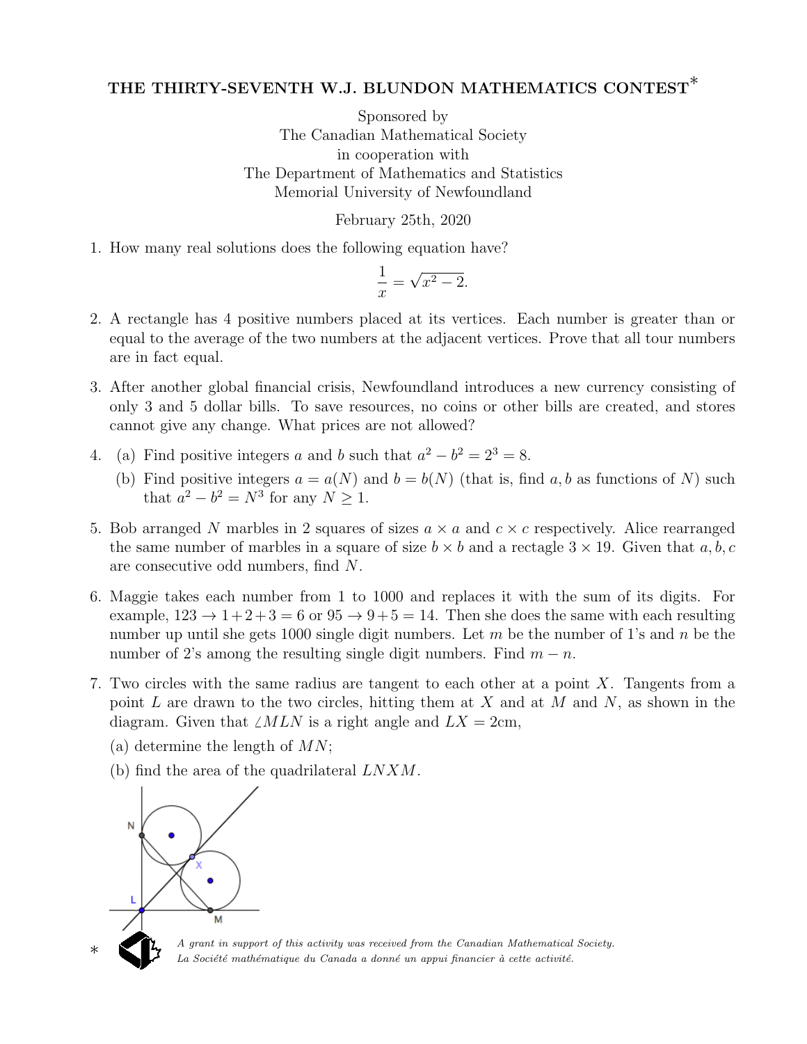# THE THIRTY-SEVENTH W.J. BLUNDON MATHEMATICS CONTEST*

Sponsored by
The Canadian Mathematical Society
in cooperation with
The Department of Mathematics and Statistics
Memorial University of Newfoundland

February 25th, 2020

1. How many real solutions does the following equation have?

$$\frac{1}{x} = \sqrt{x^2 - 2}.$$

2. A rectangle has 4 positive numbers placed at its vertices. Each number is greater than or equal to the average of the two numbers at the adjacent vertices. Prove that all tour numbers are in fact equal.

3. After another global financial crisis, Newfoundland introduces a new currency consisting of only 3 and 5 dollar bills. To save resources, no coins or other bills are created, and stores cannot give any change. What prices are not allowed?

4. (a) Find positive integers $a$ and $b$ such that $a^2 - b^2 = 2^3 = 8$.

   (b) Find positive integers $a = a(N)$ and $b = b(N)$ (that is, find $a, b$ as functions of $N$) such that $a^2 - b^2 = N^3$ for any $N \geq 1$.

5. Bob arranged $N$ marbles in 2 squares of sizes $a \times a$ and $c \times c$ respectively. Alice rearranged the same number of marbles in a square of size $b \times b$ and a rectagle $3 \times 19$. Given that $a, b, c$ are consecutive odd numbers, find $N$.

6. Maggie takes each number from 1 to 1000 and replaces it with the sum of its digits. For example, $123 \to 1+2+3 = 6$ or $95 \to 9+5 = 14$. Then she does the same with each resulting number up until she gets 1000 single digit numbers. Let $m$ be the number of 1's and $n$ be the number of 2's among the resulting single digit numbers. Find $m - n$.

7. Two circles with the same radius are tangent to each other at a point $X$. Tangents from a point $L$ are drawn to the two circles, hitting them at $X$ and at $M$ and $N$, as shown in the diagram. Given that $\angle MLN$ is a right angle and $LX = 2$cm,

   (a) determine the length of $MN$;

   (b) find the area of the quadrilateral $LNXM$.

\* *A grant in support of this activity was received from the Canadian Mathematical Society.*
*La Société mathématique du Canada a donné un appui financier à cette activité.*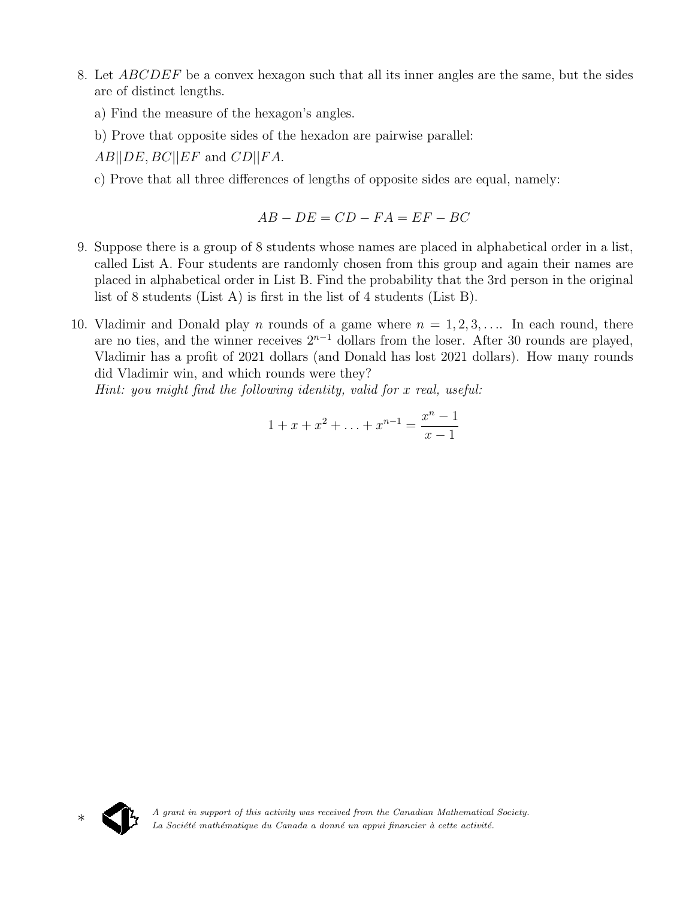8. Let $ABCDEF$ be a convex hexagon such that all its inner angles are the same, but the sides are of distinct lengths.

   a) Find the measure of the hexagon's angles.

   b) Prove that opposite sides of the hexadon are pairwise parallel:

   $AB||DE, BC||EF$ and $CD||FA$.

   c) Prove that all three differences of lengths of opposite sides are equal, namely:

$$AB - DE = CD - FA = EF - BC$$

9. Suppose there is a group of 8 students whose names are placed in alphabetical order in a list, called List A. Four students are randomly chosen from this group and again their names are placed in alphabetical order in List B. Find the probability that the 3rd person in the original list of 8 students (List A) is first in the list of 4 students (List B).

10. Vladimir and Donald play $n$ rounds of a game where $n = 1, 2, 3, \ldots$. In each round, there are no ties, and the winner receives $2^{n-1}$ dollars from the loser. After 30 rounds are played, Vladimir has a profit of 2021 dollars (and Donald has lost 2021 dollars). How many rounds did Vladimir win, and which rounds were they?

    *Hint: you might find the following identity, valid for $x$ real, useful:*

$$1 + x + x^2 + \ldots + x^{n-1} = \frac{x^n - 1}{x - 1}$$

\* *A grant in support of this activity was received from the Canadian Mathematical Society.*
*La Société mathématique du Canada a donné un appui financier à cette activité.*